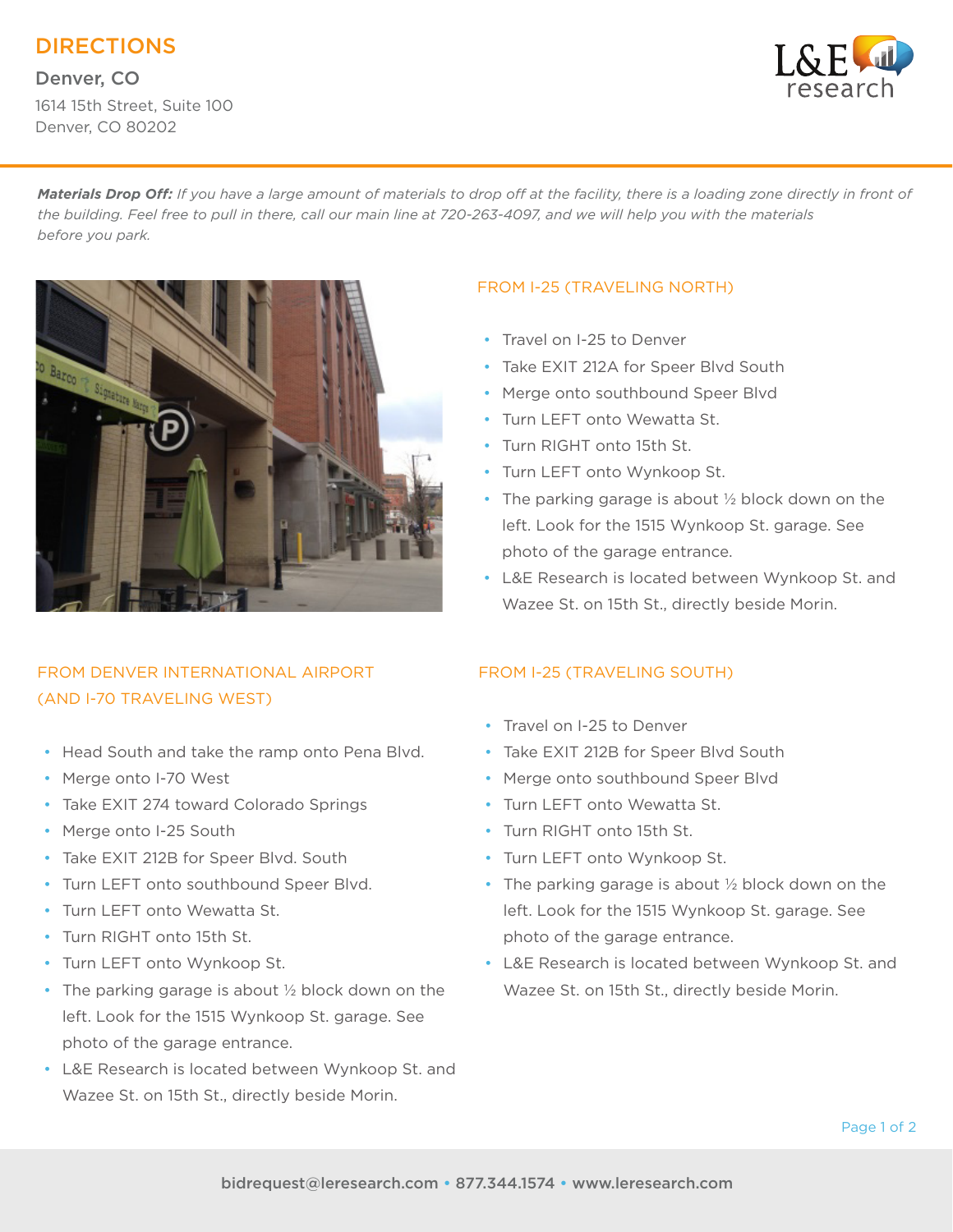# DIRECTIONS

Denver, CO

1614 15th Street, Suite 100
Denver, CO 80202

***Materials Drop Off:*** *If you have a large amount of materials to drop off at the facility, there is a loading zone directly in front of the building. Feel free to pull in there, call our main line at 720-263-4097, and we will help you with the materials before you park.*

## FROM I-25 (TRAVELING NORTH)

- Travel on I-25 to Denver
- Take EXIT 212A for Speer Blvd South
- Merge onto southbound Speer Blvd
- Turn LEFT onto Wewatta St.
- Turn RIGHT onto 15th St.
- Turn LEFT onto Wynkoop St.
- The parking garage is about ½ block down on the left. Look for the 1515 Wynkoop St. garage. See photo of the garage entrance.
- L&E Research is located between Wynkoop St. and Wazee St. on 15th St., directly beside Morin.

## FROM DENVER INTERNATIONAL AIRPORT (AND I-70 TRAVELING WEST)

- Head South and take the ramp onto Pena Blvd.
- Merge onto I-70 West
- Take EXIT 274 toward Colorado Springs
- Merge onto I-25 South
- Take EXIT 212B for Speer Blvd. South
- Turn LEFT onto southbound Speer Blvd.
- Turn LEFT onto Wewatta St.
- Turn RIGHT onto 15th St.
- Turn LEFT onto Wynkoop St.
- The parking garage is about ½ block down on the left. Look for the 1515 Wynkoop St. garage. See photo of the garage entrance.
- L&E Research is located between Wynkoop St. and Wazee St. on 15th St., directly beside Morin.

## FROM I-25 (TRAVELING SOUTH)

- Travel on I-25 to Denver
- Take EXIT 212B for Speer Blvd South
- Merge onto southbound Speer Blvd
- Turn LEFT onto Wewatta St.
- Turn RIGHT onto 15th St.
- Turn LEFT onto Wynkoop St.
- The parking garage is about ½ block down on the left. Look for the 1515 Wynkoop St. garage. See photo of the garage entrance.
- L&E Research is located between Wynkoop St. and Wazee St. on 15th St., directly beside Morin.

bidrequest@leresearch.com • 877.344.1574 • www.leresearch.com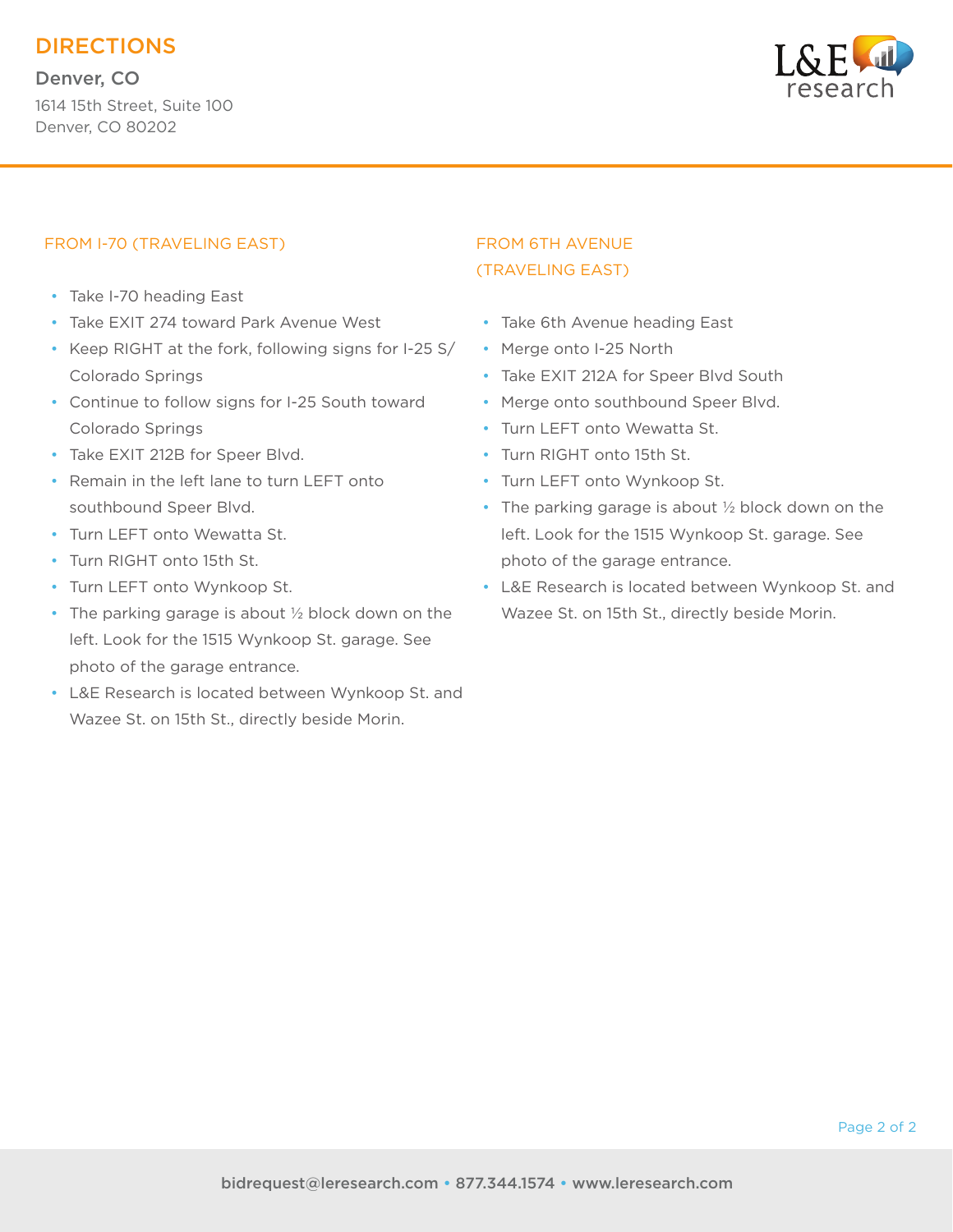# DIRECTIONS

**Denver, CO**

1614 15th Street, Suite 100
Denver, CO 80202

## FROM I-70 (TRAVELING EAST)

- Take I-70 heading East
- Take EXIT 274 toward Park Avenue West
- Keep RIGHT at the fork, following signs for I-25 S/ Colorado Springs
- Continue to follow signs for I-25 South toward Colorado Springs
- Take EXIT 212B for Speer Blvd.
- Remain in the left lane to turn LEFT onto southbound Speer Blvd.
- Turn LEFT onto Wewatta St.
- Turn RIGHT onto 15th St.
- Turn LEFT onto Wynkoop St.
- The parking garage is about ½ block down on the left. Look for the 1515 Wynkoop St. garage. See photo of the garage entrance.
- L&E Research is located between Wynkoop St. and Wazee St. on 15th St., directly beside Morin.

## FROM 6TH AVENUE (TRAVELING EAST)

- Take 6th Avenue heading East
- Merge onto I-25 North
- Take EXIT 212A for Speer Blvd South
- Merge onto southbound Speer Blvd.
- Turn LEFT onto Wewatta St.
- Turn RIGHT onto 15th St.
- Turn LEFT onto Wynkoop St.
- The parking garage is about ½ block down on the left. Look for the 1515 Wynkoop St. garage. See photo of the garage entrance.
- L&E Research is located between Wynkoop St. and Wazee St. on 15th St., directly beside Morin.

bidrequest@leresearch.com • 877.344.1574 • www.leresearch.com